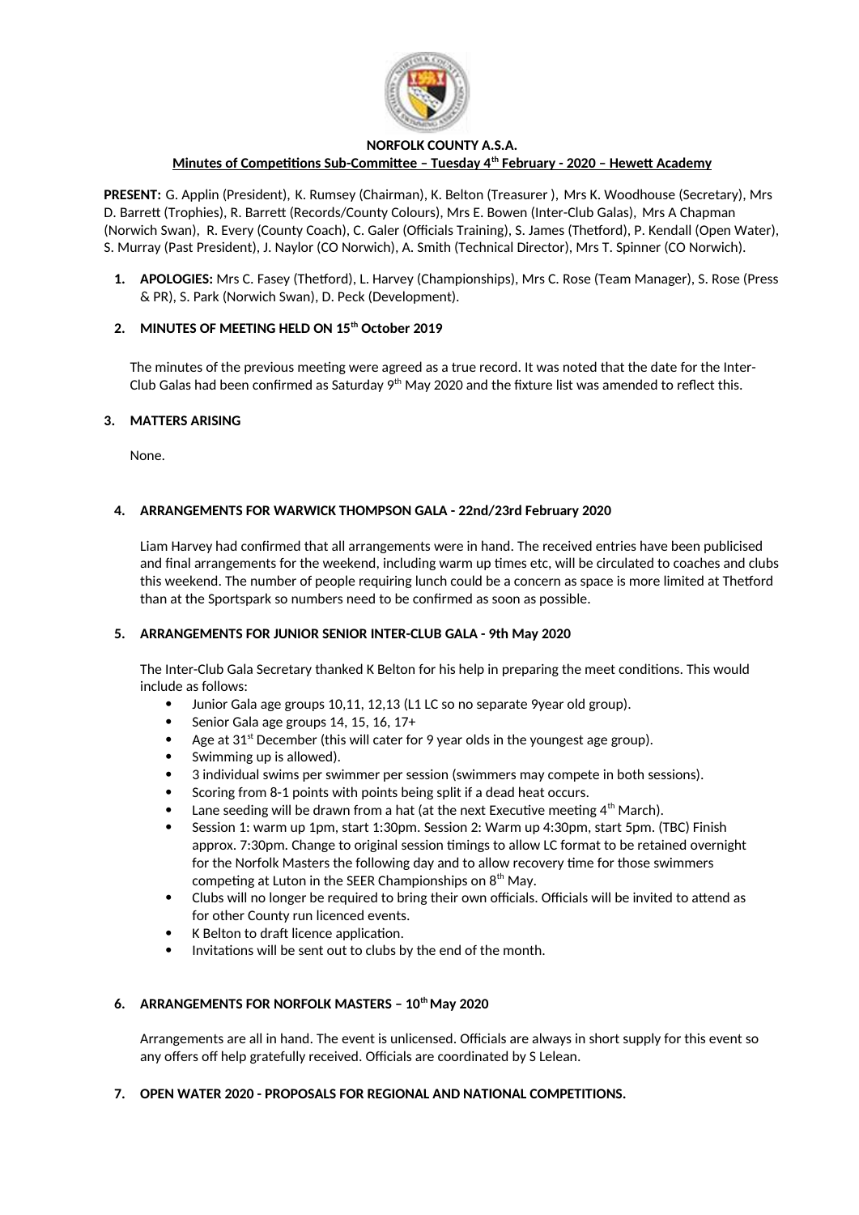**NORFOLK COUNTY A.S.A.**

**Minutes of Competitions Sub-Committee – Tuesday 4th February - 2020 – Hewett Academy**

**PRESENT:** G. Applin (President), K. Rumsey (Chairman), K. Belton (Treasurer ), Mrs K. Woodhouse (Secretary), Mrs D. Barrett (Trophies), R. Barrett (Records/County Colours), Mrs E. Bowen (Inter-Club Galas), Mrs A Chapman (Norwich Swan), R. Every (County Coach), C. Galer (Officials Training), S. James (Thetford), P. Kendall (Open Water), S. Murray (Past President), J. Naylor (CO Norwich), A. Smith (Technical Director), Mrs T. Spinner (CO Norwich).

1. **APOLOGIES:** Mrs C. Fasey (Thetford), L. Harvey (Championships), Mrs C. Rose (Team Manager), S. Rose (Press & PR), S. Park (Norwich Swan), D. Peck (Development).

2. **MINUTES OF MEETING HELD ON 15th October 2019**

   The minutes of the previous meeting were agreed as a true record. It was noted that the date for the Inter-Club Galas had been confirmed as Saturday 9th May 2020 and the fixture list was amended to reflect this.

3. **MATTERS ARISING**

   None.

4. **ARRANGEMENTS FOR WARWICK THOMPSON GALA - 22nd/23rd February 2020**

   Liam Harvey had confirmed that all arrangements were in hand. The received entries have been publicised and final arrangements for the weekend, including warm up times etc, will be circulated to coaches and clubs this weekend. The number of people requiring lunch could be a concern as space is more limited at Thetford than at the Sportspark so numbers need to be confirmed as soon as possible.

5. **ARRANGEMENTS FOR JUNIOR SENIOR INTER-CLUB GALA - 9th May 2020**

   The Inter-Club Gala Secretary thanked K Belton for his help in preparing the meet conditions. This would include as follows:

   - Junior Gala age groups 10,11, 12,13 (L1 LC so no separate 9year old group).
   - Senior Gala age groups 14, 15, 16, 17+
   - Age at 31st December (this will cater for 9 year olds in the youngest age group).
   - Swimming up is allowed).
   - 3 individual swims per swimmer per session (swimmers may compete in both sessions).
   - Scoring from 8-1 points with points being split if a dead heat occurs.
   - Lane seeding will be drawn from a hat (at the next Executive meeting 4th March).
   - Session 1: warm up 1pm, start 1:30pm. Session 2: Warm up 4:30pm, start 5pm. (TBC) Finish approx. 7:30pm. Change to original session timings to allow LC format to be retained overnight for the Norfolk Masters the following day and to allow recovery time for those swimmers competing at Luton in the SEER Championships on 8th May.
   - Clubs will no longer be required to bring their own officials. Officials will be invited to attend as for other County run licenced events.
   - K Belton to draft licence application.
   - Invitations will be sent out to clubs by the end of the month.

6. **ARRANGEMENTS FOR NORFOLK MASTERS – 10th May 2020**

   Arrangements are all in hand. The event is unlicensed. Officials are always in short supply for this event so any offers off help gratefully received. Officials are coordinated by S Lelean.

7. **OPEN WATER 2020 - PROPOSALS FOR REGIONAL AND NATIONAL COMPETITIONS.**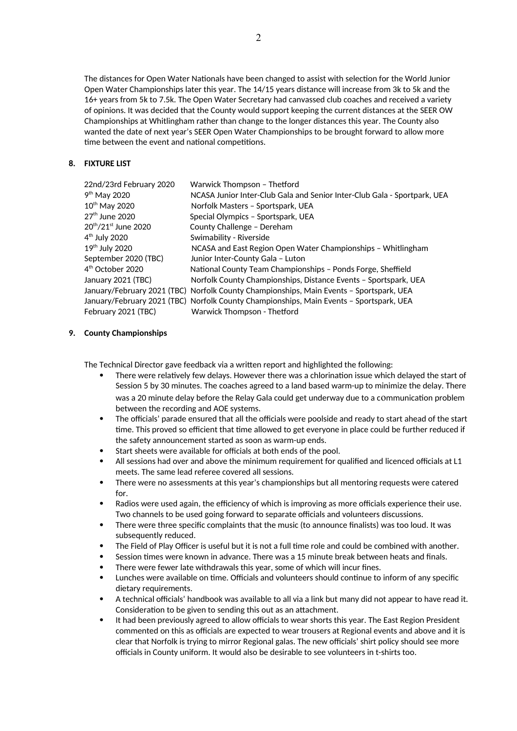The distances for Open Water Nationals have been changed to assist with selection for the World Junior Open Water Championships later this year. The 14/15 years distance will increase from 3k to 5k and the 16+ years from 5k to 7.5k. The Open Water Secretary had canvassed club coaches and received a variety of opinions. It was decided that the County would support keeping the current distances at the SEER OW Championships at Whitlingham rather than change to the longer distances this year. The County also wanted the date of next year's SEER Open Water Championships to be brought forward to allow more time between the event and national competitions.

**8. FIXTURE LIST**

| | |
|---|---|
| 22nd/23rd February 2020 | Warwick Thompson – Thetford |
| 9th May 2020 | NCASA Junior Inter-Club Gala and Senior Inter-Club Gala - Sportpark, UEA |
| 10th May 2020 | Norfolk Masters – Sportspark, UEA |
| 27th June 2020 | Special Olympics – Sportspark, UEA |
| 20th/21st June 2020 | County Challenge – Dereham |
| 4th July 2020 | Swimability - Riverside |
| 19th July 2020 | NCASA and East Region Open Water Championships – Whitlingham |
| September 2020 (TBC) | Junior Inter-County Gala – Luton |
| 4th October 2020 | National County Team Championships – Ponds Forge, Sheffield |
| January 2021 (TBC) | Norfolk County Championships, Distance Events – Sportspark, UEA |
| January/February 2021 (TBC) | Norfolk County Championships, Main Events – Sportspark, UEA |
| January/February 2021 (TBC) | Norfolk County Championships, Main Events – Sportspark, UEA |
| February 2021 (TBC) | Warwick Thompson - Thetford |

**9. County Championships**

The Technical Director gave feedback via a written report and highlighted the following:

- There were relatively few delays. However there was a chlorination issue which delayed the start of Session 5 by 30 minutes. The coaches agreed to a land based warm-up to minimize the delay. There was a 20 minute delay before the Relay Gala could get underway due to a communication problem between the recording and AOE systems.
- The officials' parade ensured that all the officials were poolside and ready to start ahead of the start time. This proved so efficient that time allowed to get everyone in place could be further reduced if the safety announcement started as soon as warm-up ends.
- Start sheets were available for officials at both ends of the pool.
- All sessions had over and above the minimum requirement for qualified and licenced officials at L1 meets. The same lead referee covered all sessions.
- There were no assessments at this year's championships but all mentoring requests were catered for.
- Radios were used again, the efficiency of which is improving as more officials experience their use. Two channels to be used going forward to separate officials and volunteers discussions.
- There were three specific complaints that the music (to announce finalists) was too loud. It was subsequently reduced.
- The Field of Play Officer is useful but it is not a full time role and could be combined with another.
- Session times were known in advance. There was a 15 minute break between heats and finals.
- There were fewer late withdrawals this year, some of which will incur fines.
- Lunches were available on time. Officials and volunteers should continue to inform of any specific dietary requirements.
- A technical officials' handbook was available to all via a link but many did not appear to have read it. Consideration to be given to sending this out as an attachment.
- It had been previously agreed to allow officials to wear shorts this year. The East Region President commented on this as officials are expected to wear trousers at Regional events and above and it is clear that Norfolk is trying to mirror Regional galas. The new officials' shirt policy should see more officials in County uniform. It would also be desirable to see volunteers in t-shirts too.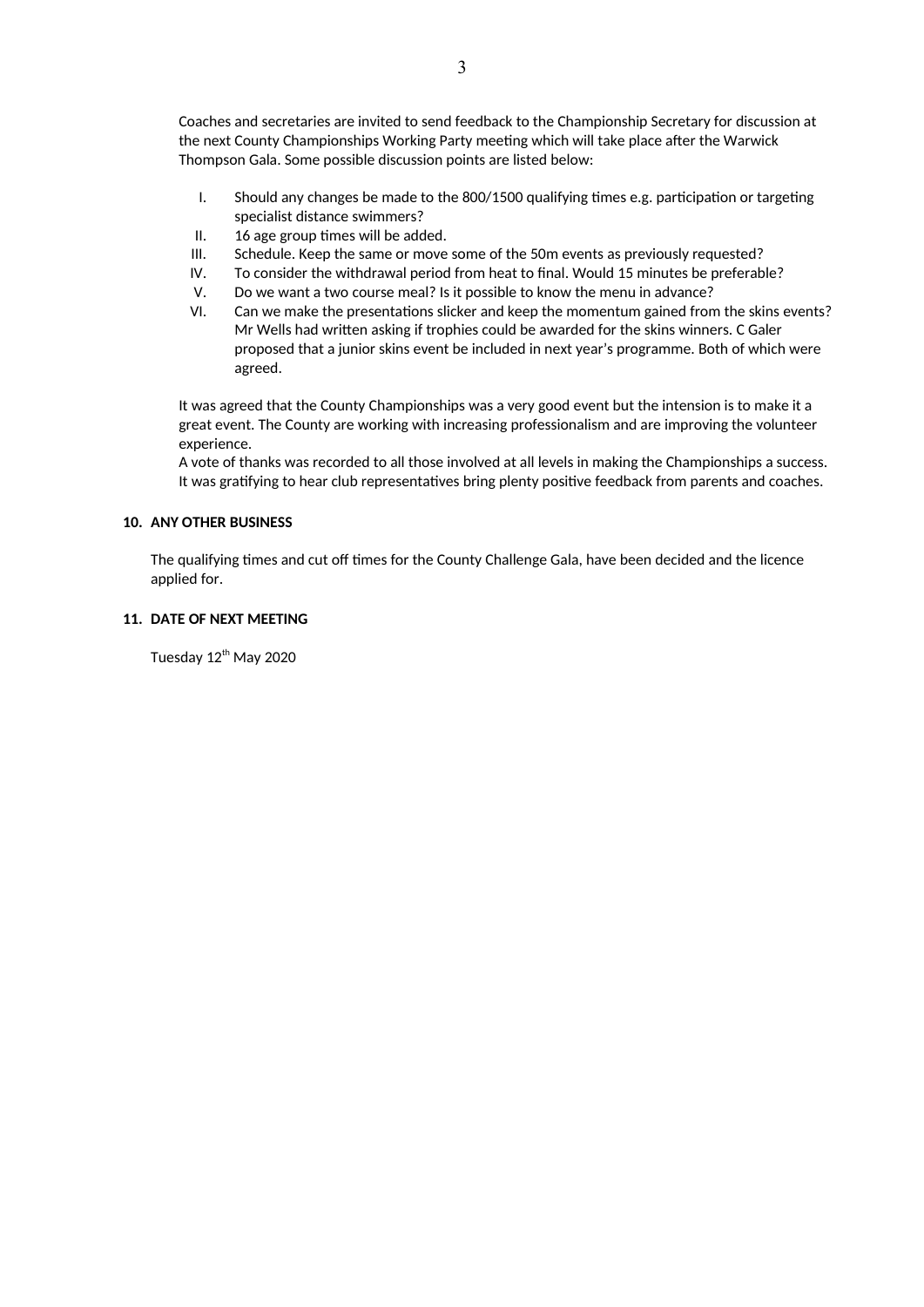Coaches and secretaries are invited to send feedback to the Championship Secretary for discussion at the next County Championships Working Party meeting which will take place after the Warwick Thompson Gala. Some possible discussion points are listed below:

I. Should any changes be made to the 800/1500 qualifying times e.g. participation or targeting specialist distance swimmers?
II. 16 age group times will be added.
III. Schedule. Keep the same or move some of the 50m events as previously requested?
IV. To consider the withdrawal period from heat to final. Would 15 minutes be preferable?
V. Do we want a two course meal? Is it possible to know the menu in advance?
VI. Can we make the presentations slicker and keep the momentum gained from the skins events? Mr Wells had written asking if trophies could be awarded for the skins winners. C Galer proposed that a junior skins event be included in next year's programme. Both of which were agreed.

It was agreed that the County Championships was a very good event but the intension is to make it a great event. The County are working with increasing professionalism and are improving the volunteer experience.
A vote of thanks was recorded to all those involved at all levels in making the Championships a success. It was gratifying to hear club representatives bring plenty positive feedback from parents and coaches.

**10. ANY OTHER BUSINESS**

The qualifying times and cut off times for the County Challenge Gala, have been decided and the licence applied for.

**11. DATE OF NEXT MEETING**

Tuesday 12th May 2020